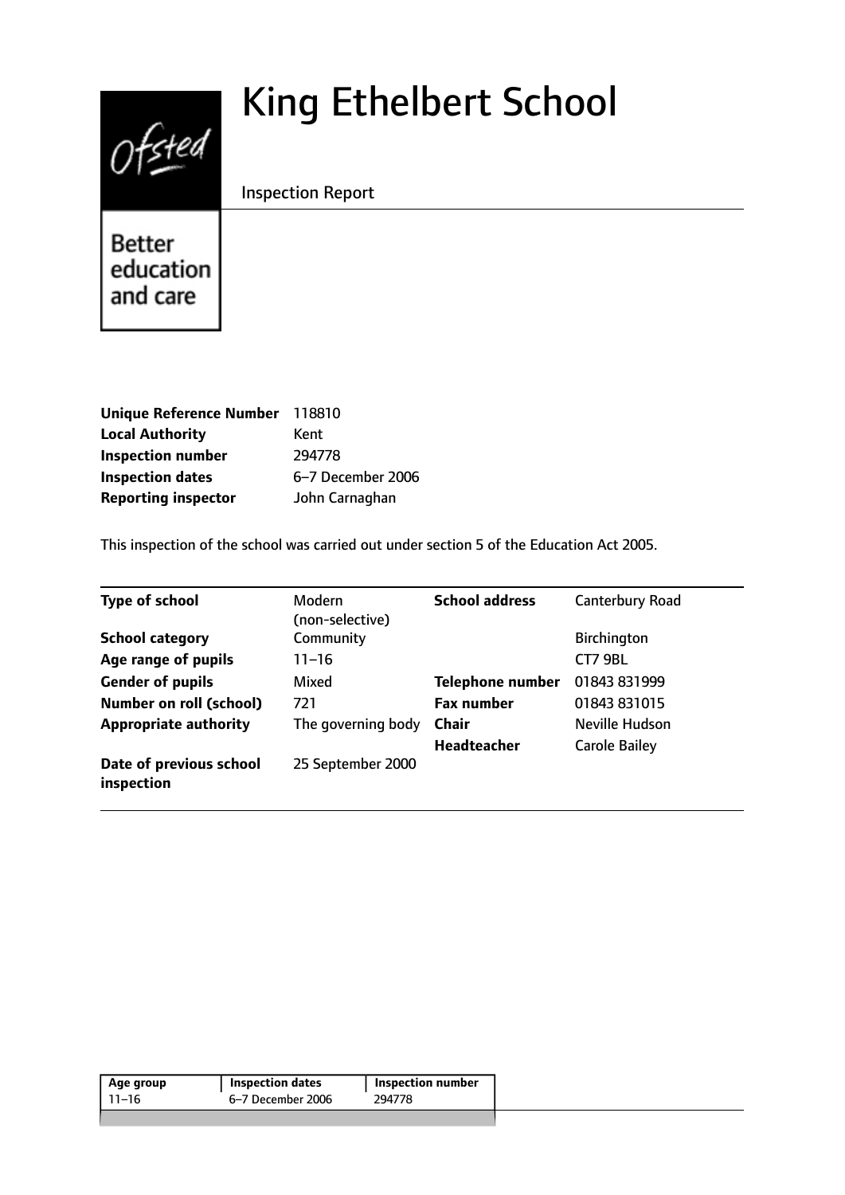# King Ethelbert School

Inspection Report

Better education and care

| | |
|---|---|
| **Unique Reference Number** | 118810 |
| **Local Authority** | Kent |
| **Inspection number** | 294778 |
| **Inspection dates** | 6–7 December 2006 |
| **Reporting inspector** | John Carnaghan |

This inspection of the school was carried out under section 5 of the Education Act 2005.

| | | | |
|---|---|---|---|
| **Type of school** | Modern (non-selective) | **School address** | Canterbury Road |
| **School category** | Community | | Birchington |
| **Age range of pupils** | 11–16 | | CT7 9BL |
| **Gender of pupils** | Mixed | **Telephone number** | 01843 831999 |
| **Number on roll (school)** | 721 | **Fax number** | 01843 831015 |
| **Appropriate authority** | The governing body | **Chair** | Neville Hudson |
| | | **Headteacher** | Carole Bailey |
| **Date of previous school inspection** | 25 September 2000 | | |

| Age group | Inspection dates | Inspection number |
|---|---|---|
| 11–16 | 6–7 December 2006 | 294778 |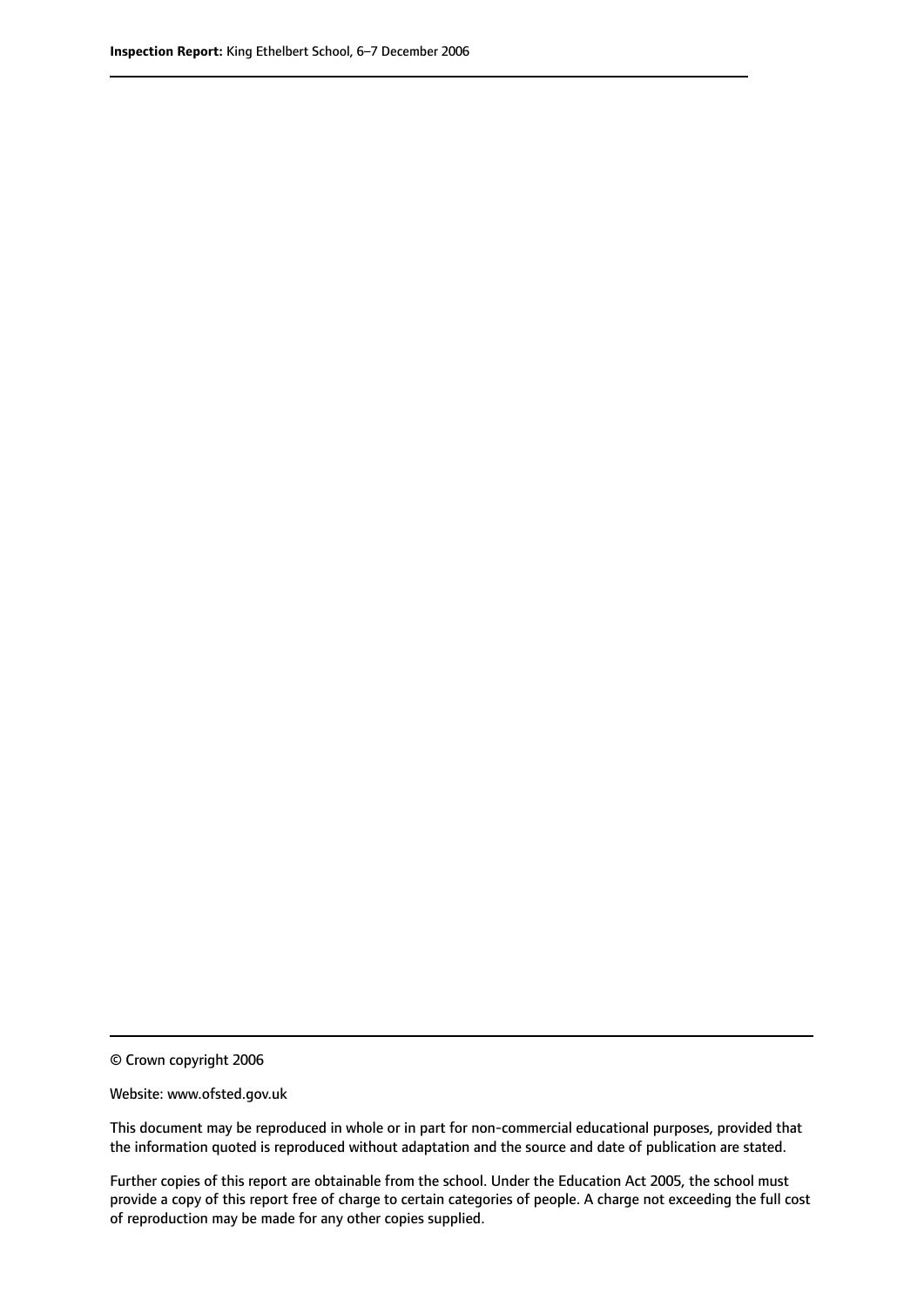© Crown copyright 2006

Website: www.ofsted.gov.uk

This document may be reproduced in whole or in part for non-commercial educational purposes, provided that the information quoted is reproduced without adaptation and the source and date of publication are stated.

Further copies of this report are obtainable from the school. Under the Education Act 2005, the school must provide a copy of this report free of charge to certain categories of people. A charge not exceeding the full cost of reproduction may be made for any other copies supplied.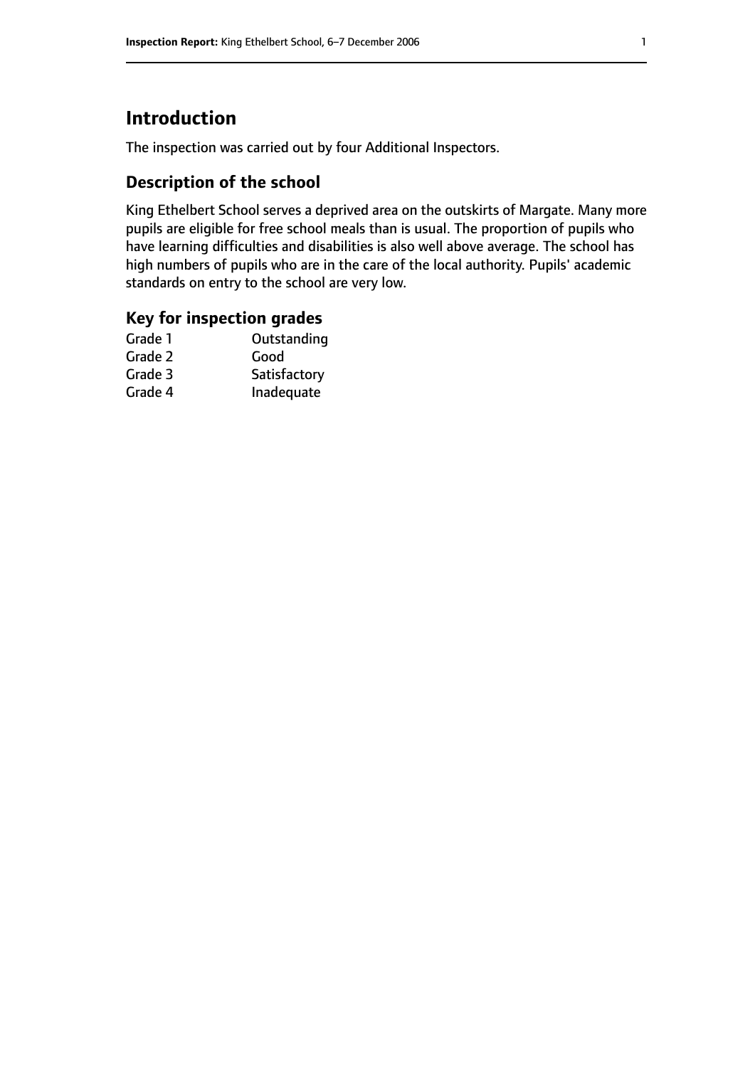# Introduction

The inspection was carried out by four Additional Inspectors.

## Description of the school

King Ethelbert School serves a deprived area on the outskirts of Margate. Many more pupils are eligible for free school meals than is usual. The proportion of pupils who have learning difficulties and disabilities is also well above average. The school has high numbers of pupils who are in the care of the local authority. Pupils' academic standards on entry to the school are very low.

## Key for inspection grades

| | |
|---|---|
| Grade 1 | Outstanding |
| Grade 2 | Good |
| Grade 3 | Satisfactory |
| Grade 4 | Inadequate |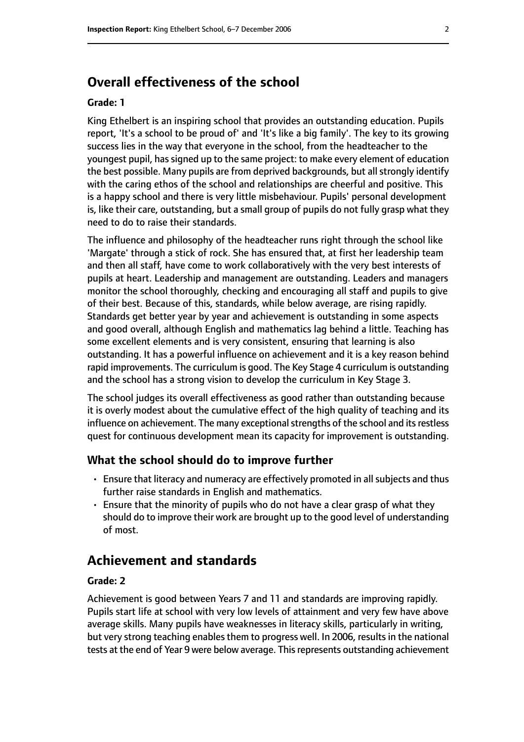## Overall effectiveness of the school

**Grade: 1**

King Ethelbert is an inspiring school that provides an outstanding education. Pupils report, 'It's a school to be proud of' and 'It's like a big family'. The key to its growing success lies in the way that everyone in the school, from the headteacher to the youngest pupil, has signed up to the same project: to make every element of education the best possible. Many pupils are from deprived backgrounds, but all strongly identify with the caring ethos of the school and relationships are cheerful and positive. This is a happy school and there is very little misbehaviour. Pupils' personal development is, like their care, outstanding, but a small group of pupils do not fully grasp what they need to do to raise their standards.

The influence and philosophy of the headteacher runs right through the school like 'Margate' through a stick of rock. She has ensured that, at first her leadership team and then all staff, have come to work collaboratively with the very best interests of pupils at heart. Leadership and management are outstanding. Leaders and managers monitor the school thoroughly, checking and encouraging all staff and pupils to give of their best. Because of this, standards, while below average, are rising rapidly. Standards get better year by year and achievement is outstanding in some aspects and good overall, although English and mathematics lag behind a little. Teaching has some excellent elements and is very consistent, ensuring that learning is also outstanding. It has a powerful influence on achievement and it is a key reason behind rapid improvements. The curriculum is good. The Key Stage 4 curriculum is outstanding and the school has a strong vision to develop the curriculum in Key Stage 3.

The school judges its overall effectiveness as good rather than outstanding because it is overly modest about the cumulative effect of the high quality of teaching and its influence on achievement. The many exceptional strengths of the school and its restless quest for continuous development mean its capacity for improvement is outstanding.

### What the school should do to improve further

- Ensure that literacy and numeracy are effectively promoted in all subjects and thus further raise standards in English and mathematics.
- Ensure that the minority of pupils who do not have a clear grasp of what they should do to improve their work are brought up to the good level of understanding of most.

## Achievement and standards

**Grade: 2**

Achievement is good between Years 7 and 11 and standards are improving rapidly. Pupils start life at school with very low levels of attainment and very few have above average skills. Many pupils have weaknesses in literacy skills, particularly in writing, but very strong teaching enables them to progress well. In 2006, results in the national tests at the end of Year 9 were below average. This represents outstanding achievement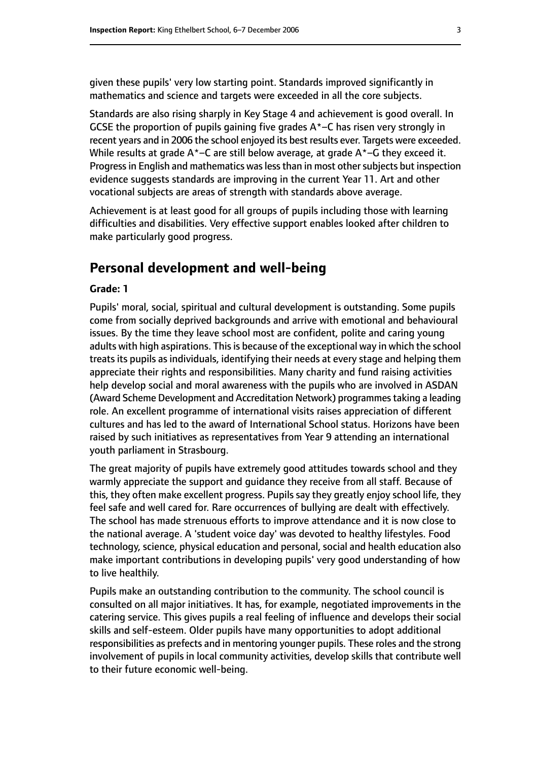given these pupils' very low starting point. Standards improved significantly in mathematics and science and targets were exceeded in all the core subjects.

Standards are also rising sharply in Key Stage 4 and achievement is good overall. In GCSE the proportion of pupils gaining five grades A*–C has risen very strongly in recent years and in 2006 the school enjoyed its best results ever. Targets were exceeded. While results at grade A*–C are still below average, at grade A*–G they exceed it. Progress in English and mathematics was less than in most other subjects but inspection evidence suggests standards are improving in the current Year 11. Art and other vocational subjects are areas of strength with standards above average.

Achievement is at least good for all groups of pupils including those with learning difficulties and disabilities. Very effective support enables looked after children to make particularly good progress.

## Personal development and well-being

**Grade: 1**

Pupils' moral, social, spiritual and cultural development is outstanding. Some pupils come from socially deprived backgrounds and arrive with emotional and behavioural issues. By the time they leave school most are confident, polite and caring young adults with high aspirations. This is because of the exceptional way in which the school treats its pupils as individuals, identifying their needs at every stage and helping them appreciate their rights and responsibilities. Many charity and fund raising activities help develop social and moral awareness with the pupils who are involved in ASDAN (Award Scheme Development and Accreditation Network) programmes taking a leading role. An excellent programme of international visits raises appreciation of different cultures and has led to the award of International School status. Horizons have been raised by such initiatives as representatives from Year 9 attending an international youth parliament in Strasbourg.

The great majority of pupils have extremely good attitudes towards school and they warmly appreciate the support and guidance they receive from all staff. Because of this, they often make excellent progress. Pupils say they greatly enjoy school life, they feel safe and well cared for. Rare occurrences of bullying are dealt with effectively. The school has made strenuous efforts to improve attendance and it is now close to the national average. A 'student voice day' was devoted to healthy lifestyles. Food technology, science, physical education and personal, social and health education also make important contributions in developing pupils' very good understanding of how to live healthily.

Pupils make an outstanding contribution to the community. The school council is consulted on all major initiatives. It has, for example, negotiated improvements in the catering service. This gives pupils a real feeling of influence and develops their social skills and self-esteem. Older pupils have many opportunities to adopt additional responsibilities as prefects and in mentoring younger pupils. These roles and the strong involvement of pupils in local community activities, develop skills that contribute well to their future economic well-being.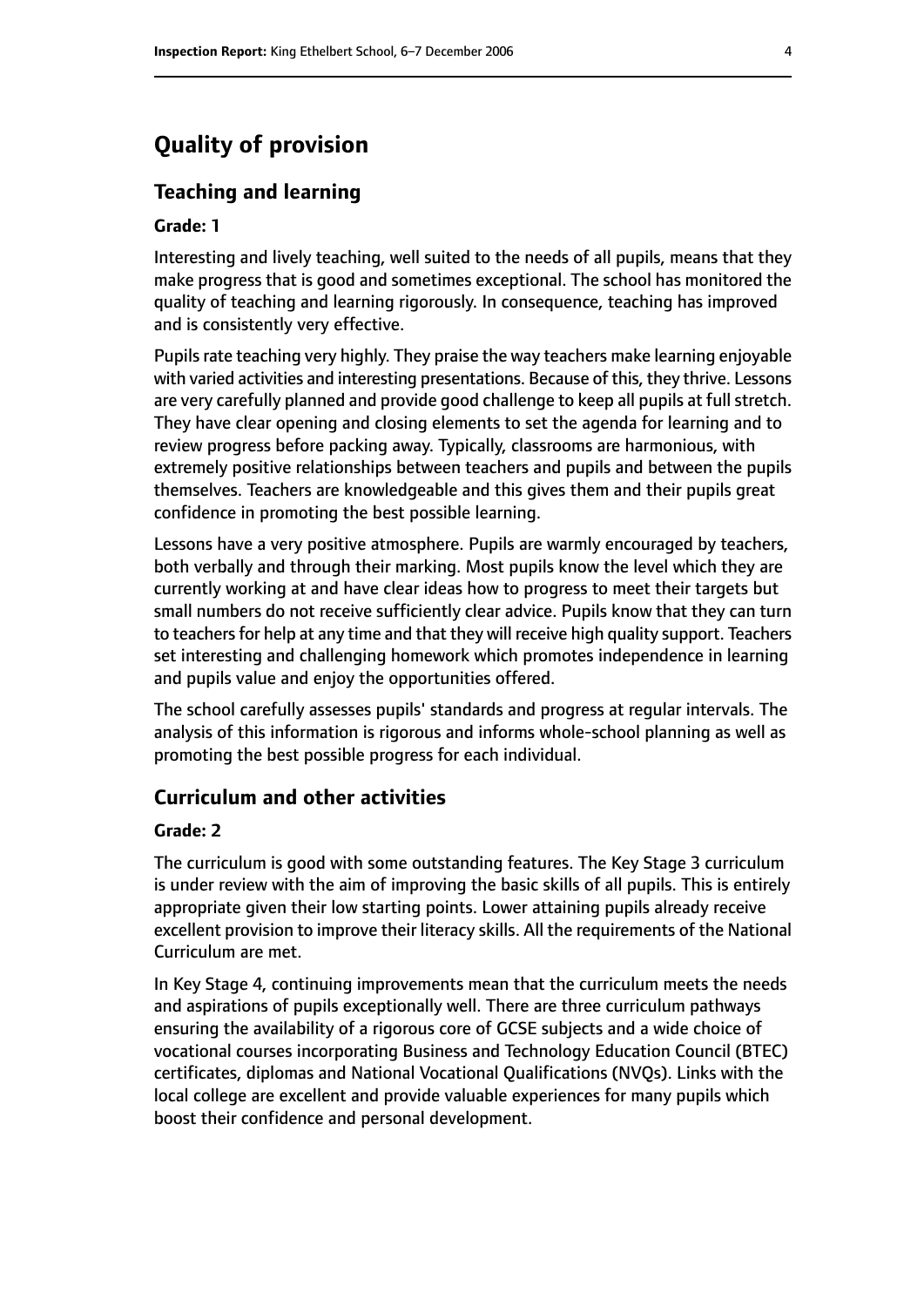# Quality of provision

## Teaching and learning

**Grade: 1**

Interesting and lively teaching, well suited to the needs of all pupils, means that they make progress that is good and sometimes exceptional. The school has monitored the quality of teaching and learning rigorously. In consequence, teaching has improved and is consistently very effective.

Pupils rate teaching very highly. They praise the way teachers make learning enjoyable with varied activities and interesting presentations. Because of this, they thrive. Lessons are very carefully planned and provide good challenge to keep all pupils at full stretch. They have clear opening and closing elements to set the agenda for learning and to review progress before packing away. Typically, classrooms are harmonious, with extremely positive relationships between teachers and pupils and between the pupils themselves. Teachers are knowledgeable and this gives them and their pupils great confidence in promoting the best possible learning.

Lessons have a very positive atmosphere. Pupils are warmly encouraged by teachers, both verbally and through their marking. Most pupils know the level which they are currently working at and have clear ideas how to progress to meet their targets but small numbers do not receive sufficiently clear advice. Pupils know that they can turn to teachers for help at any time and that they will receive high quality support. Teachers set interesting and challenging homework which promotes independence in learning and pupils value and enjoy the opportunities offered.

The school carefully assesses pupils' standards and progress at regular intervals. The analysis of this information is rigorous and informs whole-school planning as well as promoting the best possible progress for each individual.

## Curriculum and other activities

**Grade: 2**

The curriculum is good with some outstanding features. The Key Stage 3 curriculum is under review with the aim of improving the basic skills of all pupils. This is entirely appropriate given their low starting points. Lower attaining pupils already receive excellent provision to improve their literacy skills. All the requirements of the National Curriculum are met.

In Key Stage 4, continuing improvements mean that the curriculum meets the needs and aspirations of pupils exceptionally well. There are three curriculum pathways ensuring the availability of a rigorous core of GCSE subjects and a wide choice of vocational courses incorporating Business and Technology Education Council (BTEC) certificates, diplomas and National Vocational Qualifications (NVQs). Links with the local college are excellent and provide valuable experiences for many pupils which boost their confidence and personal development.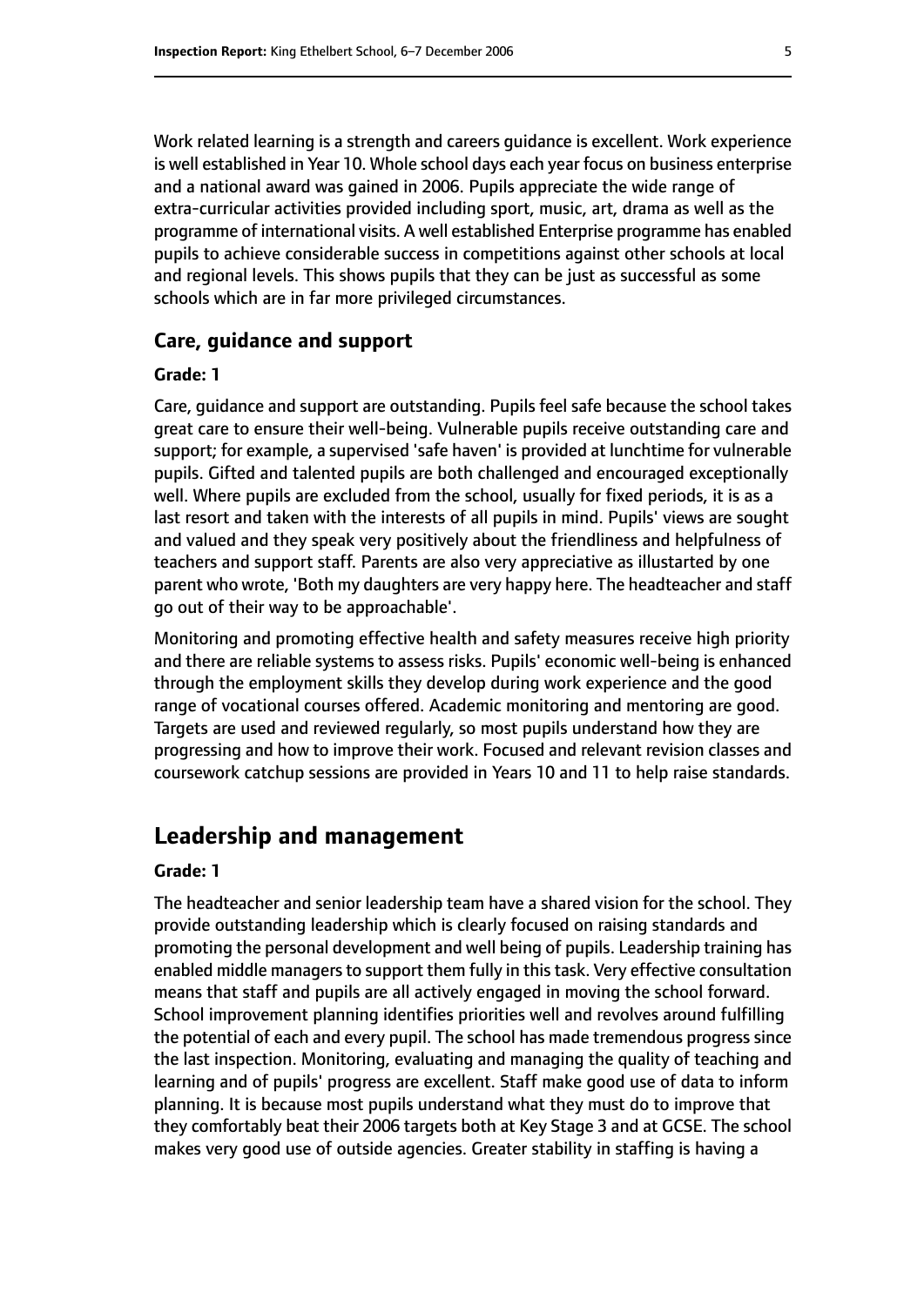Work related learning is a strength and careers guidance is excellent. Work experience is well established in Year 10. Whole school days each year focus on business enterprise and a national award was gained in 2006. Pupils appreciate the wide range of extra-curricular activities provided including sport, music, art, drama as well as the programme of international visits. A well established Enterprise programme has enabled pupils to achieve considerable success in competitions against other schools at local and regional levels. This shows pupils that they can be just as successful as some schools which are in far more privileged circumstances.

### Care, guidance and support

#### Grade: 1

Care, guidance and support are outstanding. Pupils feel safe because the school takes great care to ensure their well-being. Vulnerable pupils receive outstanding care and support; for example, a supervised 'safe haven' is provided at lunchtime for vulnerable pupils. Gifted and talented pupils are both challenged and encouraged exceptionally well. Where pupils are excluded from the school, usually for fixed periods, it is as a last resort and taken with the interests of all pupils in mind. Pupils' views are sought and valued and they speak very positively about the friendliness and helpfulness of teachers and support staff. Parents are also very appreciative as illustarted by one parent who wrote, 'Both my daughters are very happy here. The headteacher and staff go out of their way to be approachable'.

Monitoring and promoting effective health and safety measures receive high priority and there are reliable systems to assess risks. Pupils' economic well-being is enhanced through the employment skills they develop during work experience and the good range of vocational courses offered. Academic monitoring and mentoring are good. Targets are used and reviewed regularly, so most pupils understand how they are progressing and how to improve their work. Focused and relevant revision classes and coursework catchup sessions are provided in Years 10 and 11 to help raise standards.

## Leadership and management

#### Grade: 1

The headteacher and senior leadership team have a shared vision for the school. They provide outstanding leadership which is clearly focused on raising standards and promoting the personal development and well being of pupils. Leadership training has enabled middle managers to support them fully in this task. Very effective consultation means that staff and pupils are all actively engaged in moving the school forward. School improvement planning identifies priorities well and revolves around fulfilling the potential of each and every pupil. The school has made tremendous progress since the last inspection. Monitoring, evaluating and managing the quality of teaching and learning and of pupils' progress are excellent. Staff make good use of data to inform planning. It is because most pupils understand what they must do to improve that they comfortably beat their 2006 targets both at Key Stage 3 and at GCSE. The school makes very good use of outside agencies. Greater stability in staffing is having a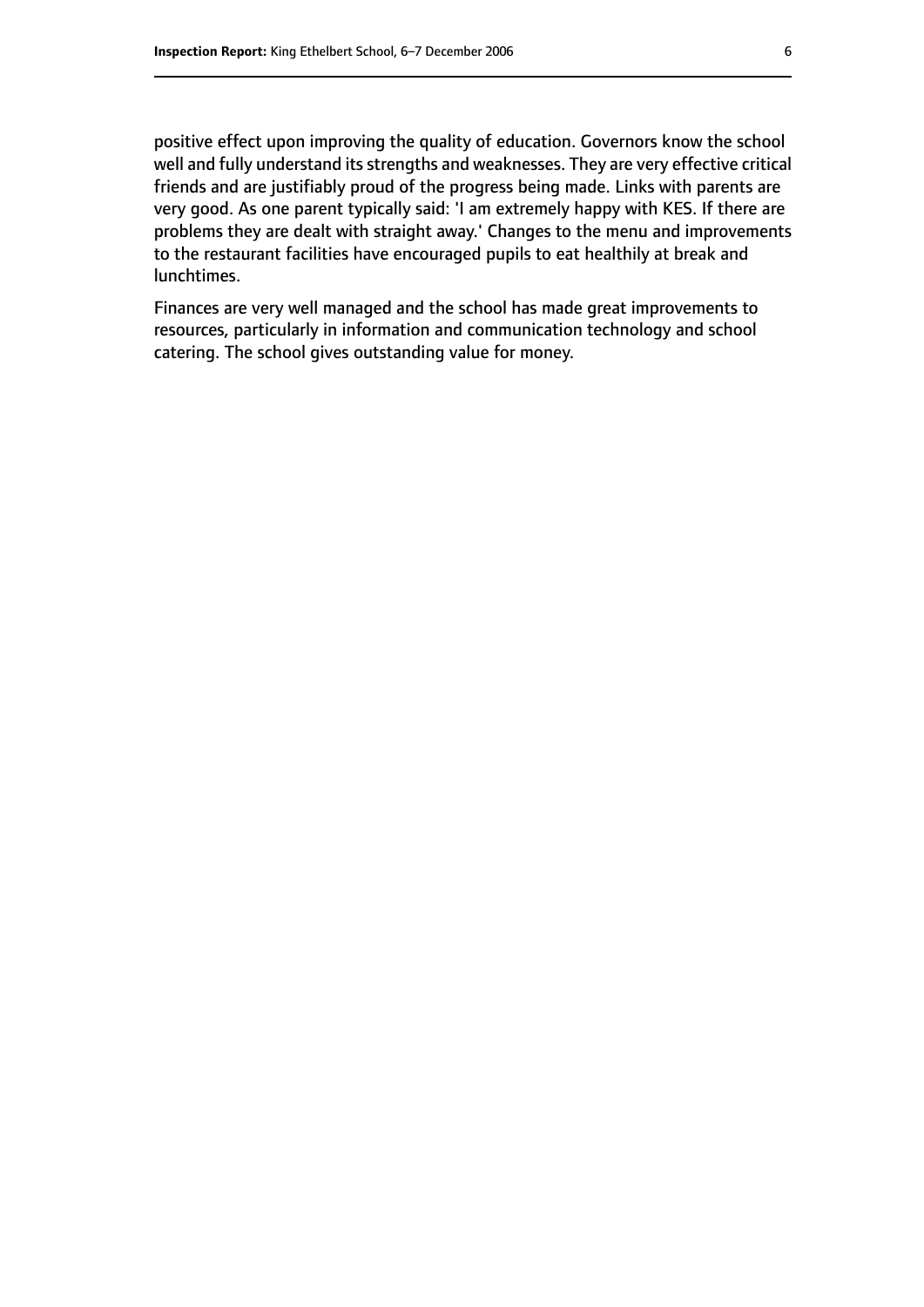positive effect upon improving the quality of education. Governors know the school well and fully understand its strengths and weaknesses. They are very effective critical friends and are justifiably proud of the progress being made. Links with parents are very good. As one parent typically said: 'I am extremely happy with KES. If there are problems they are dealt with straight away.' Changes to the menu and improvements to the restaurant facilities have encouraged pupils to eat healthily at break and lunchtimes.

Finances are very well managed and the school has made great improvements to resources, particularly in information and communication technology and school catering. The school gives outstanding value for money.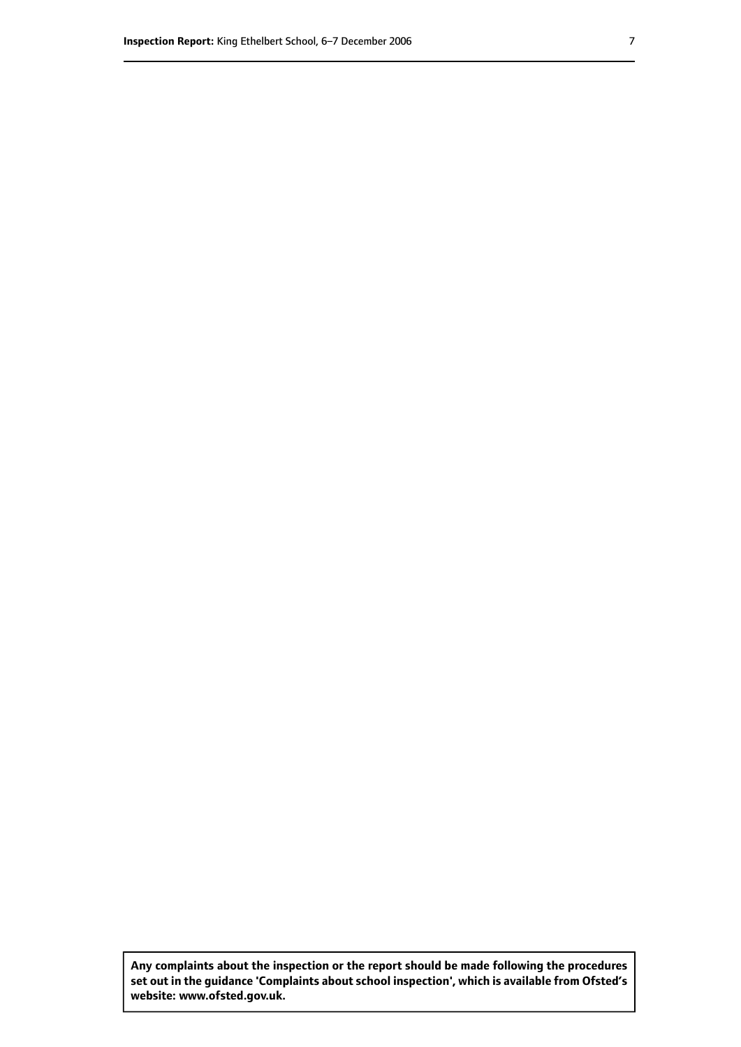**Any complaints about the inspection or the report should be made following the procedures set out in the guidance 'Complaints about school inspection', which is available from Ofsted's website: www.ofsted.gov.uk.**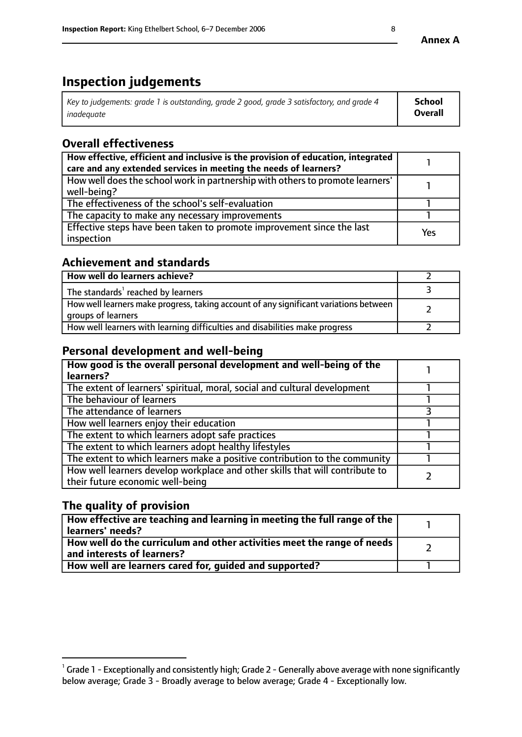**Annex A**

# Inspection judgements

| *Key to judgements: grade 1 is outstanding, grade 2 good, grade 3 satisfactory, and grade 4 inadequate* | **School Overall** |
|---|---|

## Overall effectiveness

| | |
|---|---|
| **How effective, efficient and inclusive is the provision of education, integrated care and any extended services in meeting the needs of learners?** | 1 |
| How well does the school work in partnership with others to promote learners' well-being? | 1 |
| The effectiveness of the school's self-evaluation | 1 |
| The capacity to make any necessary improvements | 1 |
| Effective steps have been taken to promote improvement since the last inspection | Yes |

## Achievement and standards

| | |
|---|---|
| **How well do learners achieve?** | 2 |
| The standards[1] reached by learners | 3 |
| How well learners make progress, taking account of any significant variations between groups of learners | 2 |
| How well learners with learning difficulties and disabilities make progress | 2 |

## Personal development and well-being

| | |
|---|---|
| **How good is the overall personal development and well-being of the learners?** | 1 |
| The extent of learners' spiritual, moral, social and cultural development | 1 |
| The behaviour of learners | 1 |
| The attendance of learners | 3 |
| How well learners enjoy their education | 1 |
| The extent to which learners adopt safe practices | 1 |
| The extent to which learners adopt healthy lifestyles | 1 |
| The extent to which learners make a positive contribution to the community | 1 |
| How well learners develop workplace and other skills that will contribute to their future economic well-being | 2 |

## The quality of provision

| | |
|---|---|
| **How effective are teaching and learning in meeting the full range of the learners' needs?** | 1 |
| **How well do the curriculum and other activities meet the range of needs and interests of learners?** | 2 |
| **How well are learners cared for, guided and supported?** | 1 |

[1] Grade 1 - Exceptionally and consistently high; Grade 2 - Generally above average with none significantly below average; Grade 3 - Broadly average to below average; Grade 4 - Exceptionally low.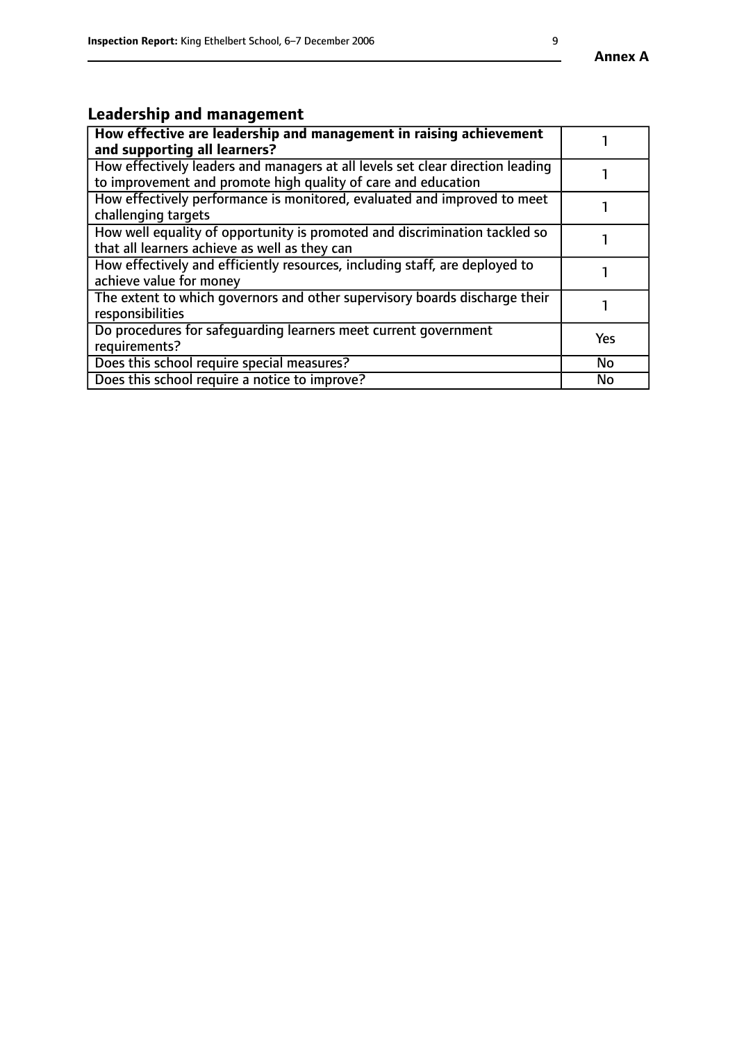## Leadership and management

| **How effective are leadership and management in raising achievement and supporting all learners?** | 1 |
|---|---|
| How effectively leaders and managers at all levels set clear direction leading to improvement and promote high quality of care and education | 1 |
| How effectively performance is monitored, evaluated and improved to meet challenging targets | 1 |
| How well equality of opportunity is promoted and discrimination tackled so that all learners achieve as well as they can | 1 |
| How effectively and efficiently resources, including staff, are deployed to achieve value for money | 1 |
| The extent to which governors and other supervisory boards discharge their responsibilities | 1 |
| Do procedures for safeguarding learners meet current government requirements? | Yes |
| Does this school require special measures? | No |
| Does this school require a notice to improve? | No |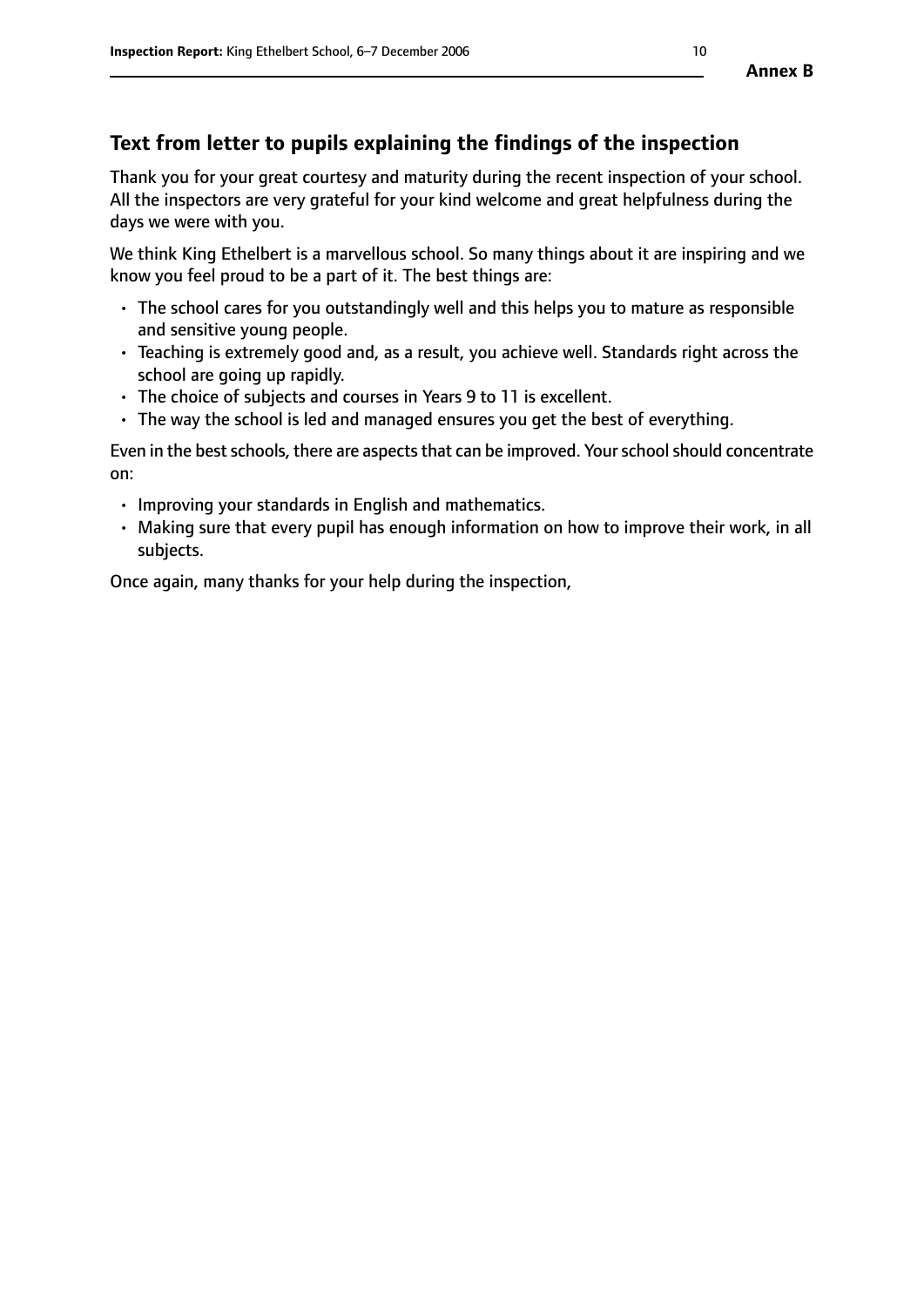## Text from letter to pupils explaining the findings of the inspection

Thank you for your great courtesy and maturity during the recent inspection of your school. All the inspectors are very grateful for your kind welcome and great helpfulness during the days we were with you.

We think King Ethelbert is a marvellous school. So many things about it are inspiring and we know you feel proud to be a part of it. The best things are:

- The school cares for you outstandingly well and this helps you to mature as responsible and sensitive young people.
- Teaching is extremely good and, as a result, you achieve well. Standards right across the school are going up rapidly.
- The choice of subjects and courses in Years 9 to 11 is excellent.
- The way the school is led and managed ensures you get the best of everything.

Even in the best schools, there are aspects that can be improved. Your school should concentrate on:

- Improving your standards in English and mathematics.
- Making sure that every pupil has enough information on how to improve their work, in all subjects.

Once again, many thanks for your help during the inspection,